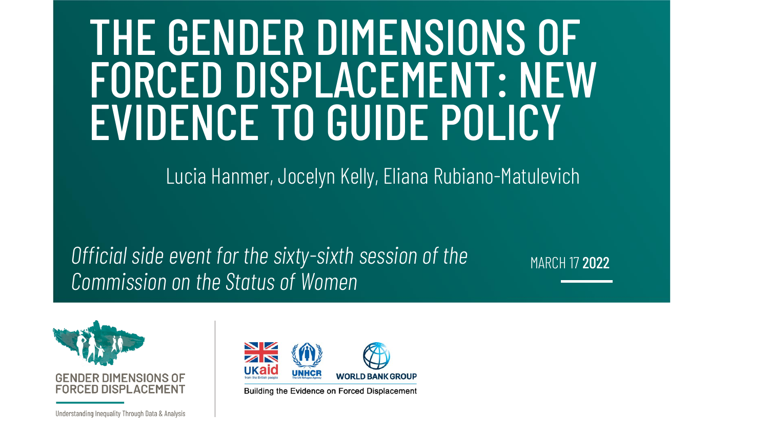# THE GENDER DIMENSIONS OF FORCED DISPLACEMENT: NEW EVIDENCE TO GUIDE POLICY

Lucia Hanmer, Jocelyn Kelly, Eliana Rubiano-Matulevich

*Official side event for the sixty-sixth session of the Commission on the Status of Women*

MARCH 17 **2022**

GENDER DIMENSIONS OF FORCED DISPLACEMENT

Understanding Inequality Through Data & Analysis

UKaid from the British people | UNHCR The UN Refugee Agency | WORLD BANK GROUP

Building the Evidence on Forced Displacement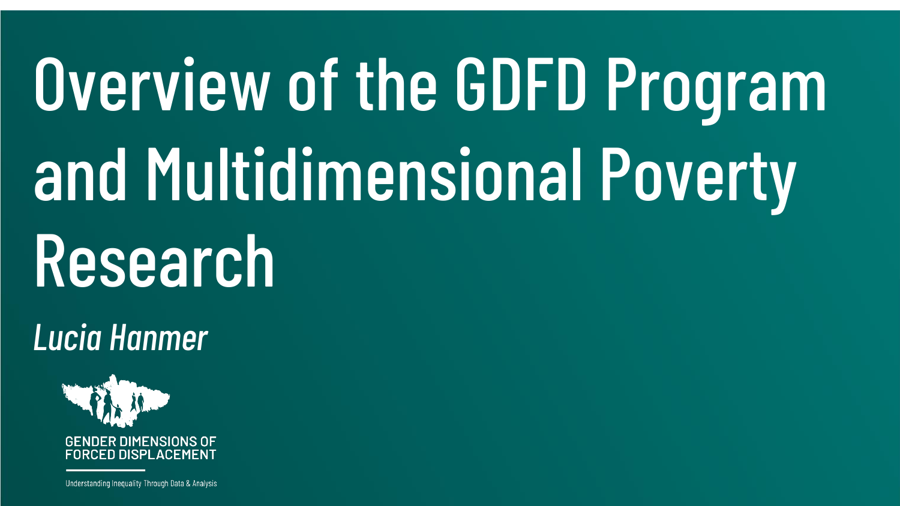# Overview of the GDFD Program and Multidimensional Poverty Research

*Lucia Hanmer*

GENDER DIMENSIONS OF FORCED DISPLACEMENT

Understanding Inequality Through Data & Analysis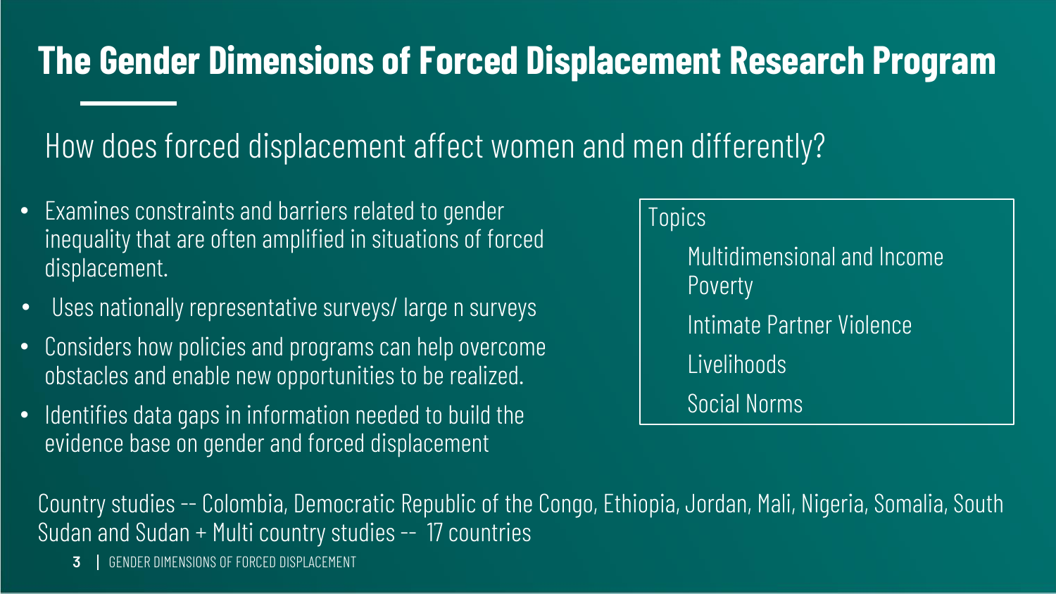# The Gender Dimensions of Forced Displacement Research Program

## How does forced displacement affect women and men differently?

- Examines constraints and barriers related to gender inequality that are often amplified in situations of forced displacement.
- Uses nationally representative surveys/ large n surveys
- Considers how policies and programs can help overcome obstacles and enable new opportunities to be realized.
- Identifies data gaps in information needed to build the evidence base on gender and forced displacement

**Topics**

- Multidimensional and Income Poverty
- Intimate Partner Violence
- Livelihoods
- Social Norms

Country studies -- Colombia, Democratic Republic of the Congo, Ethiopia, Jordan, Mali, Nigeria, Somalia, South Sudan and Sudan + Multi country studies -- 17 countries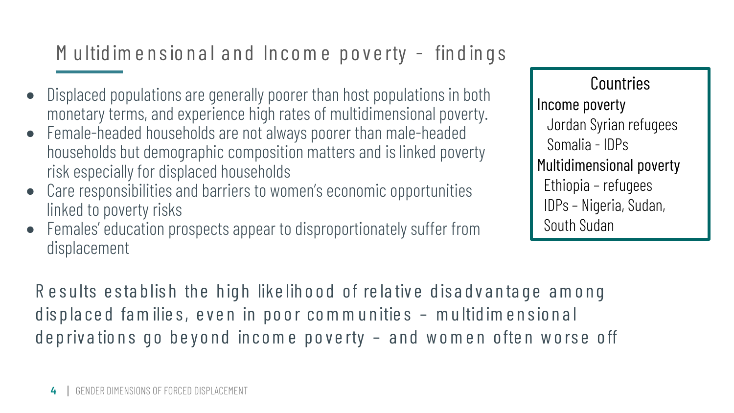# Multidimensional and Income poverty - findings

- Displaced populations are generally poorer than host populations in both monetary terms, and experience high rates of multidimensional poverty.
- Female-headed households are not always poorer than male-headed households but demographic composition matters and is linked poverty risk especially for displaced households
- Care responsibilities and barriers to women's economic opportunities linked to poverty risks
- Females' education prospects appear to disproportionately suffer from displacement

**Countries**

Income poverty
- Jordan Syrian refugees
- Somalia - IDPs

Multidimensional poverty
- Ethiopia – refugees
- IDPs – Nigeria, Sudan, South Sudan

Results establish the high likelihood of relative disadvantage among displaced families, even in poor communities – multidimensional deprivations go beyond income poverty – and women often worse off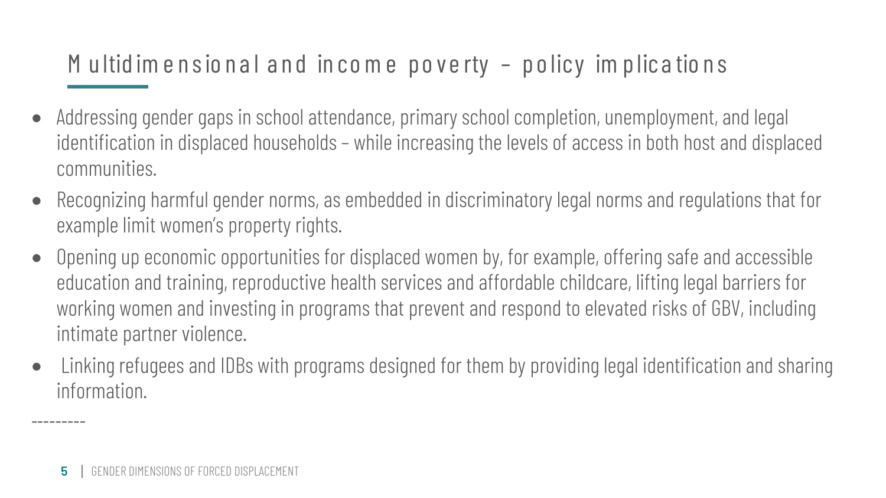# Multidimensional and income poverty – policy implications

- Addressing gender gaps in school attendance, primary school completion, unemployment, and legal identification in displaced households – while increasing the levels of access in both host and displaced communities.
- Recognizing harmful gender norms, as embedded in discriminatory legal norms and regulations that for example limit women's property rights.
- Opening up economic opportunities for displaced women by, for example, offering safe and accessible education and training, reproductive health services and affordable childcare, lifting legal barriers for working women and investing in programs that prevent and respond to elevated risks of GBV, including intimate partner violence.
- Linking refugees and IDBs with programs designed for them by providing legal identification and sharing information.

---------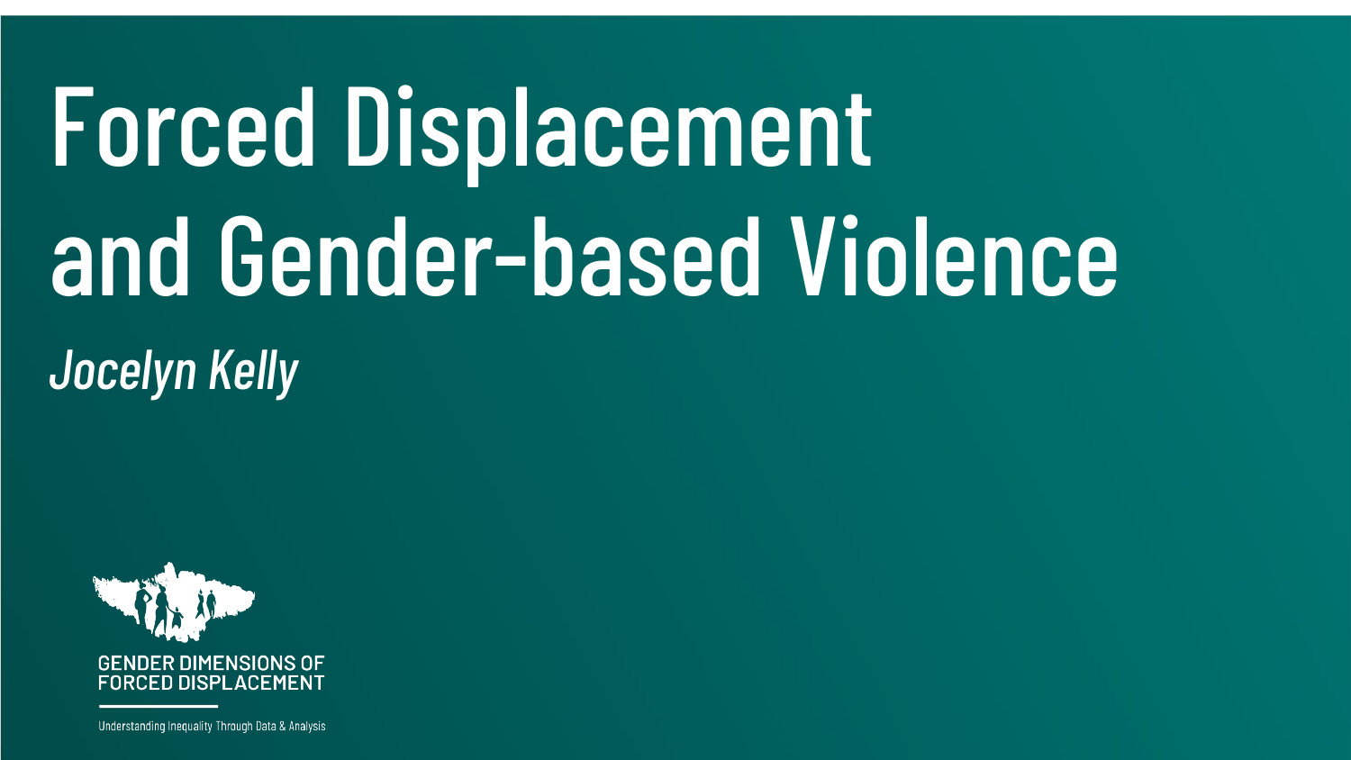# Forced Displacement and Gender-based Violence

*Jocelyn Kelly*

GENDER DIMENSIONS OF FORCED DISPLACEMENT

Understanding Inequality Through Data & Analysis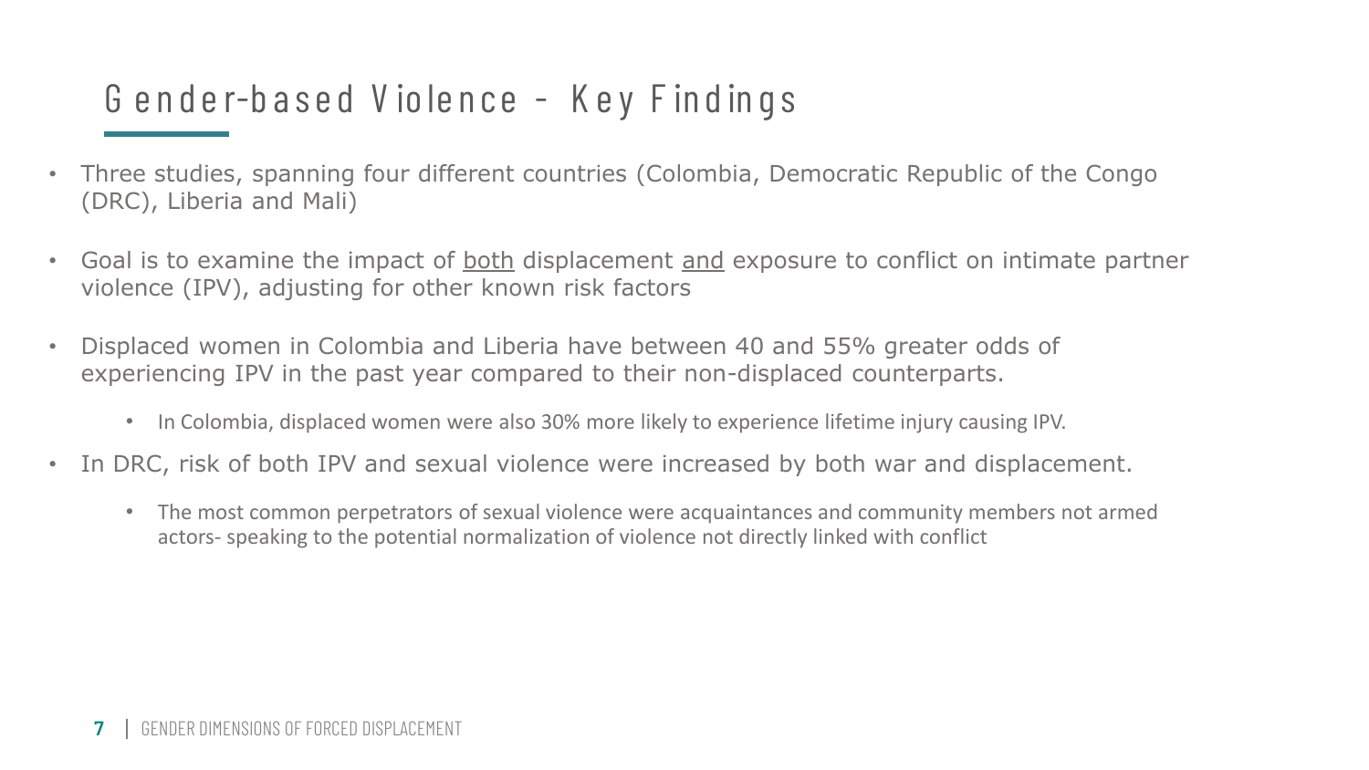# Gender-based Violence - Key Findings

- Three studies, spanning four different countries (Colombia, Democratic Republic of the Congo (DRC), Liberia and Mali)
- Goal is to examine the impact of <u>both</u> displacement <u>and</u> exposure to conflict on intimate partner violence (IPV), adjusting for other known risk factors
- Displaced women in Colombia and Liberia have between 40 and 55% greater odds of experiencing IPV in the past year compared to their non-displaced counterparts.
  - In Colombia, displaced women were also 30% more likely to experience lifetime injury causing IPV.
- In DRC, risk of both IPV and sexual violence were increased by both war and displacement.
  - The most common perpetrators of sexual violence were acquaintances and community members not armed actors- speaking to the potential normalization of violence not directly linked with conflict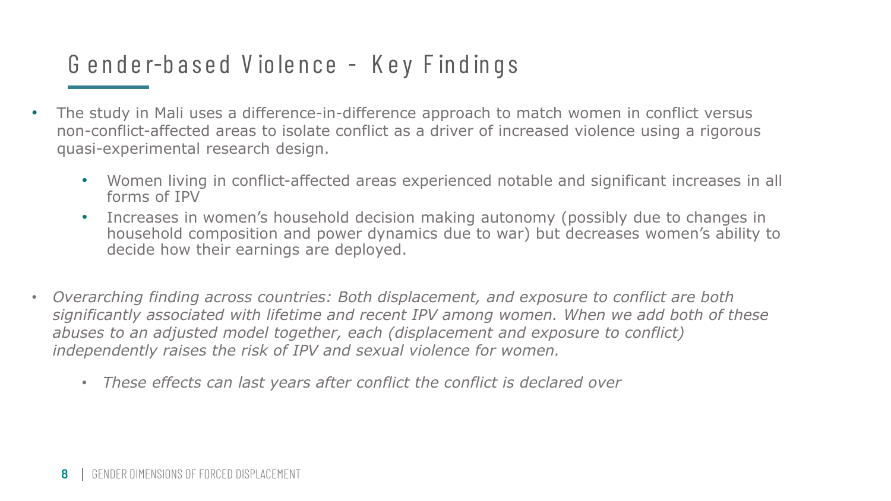# Gender-based Violence - Key Findings

- The study in Mali uses a difference-in-difference approach to match women in conflict versus non-conflict-affected areas to isolate conflict as a driver of increased violence using a rigorous quasi-experimental research design.
  - Women living in conflict-affected areas experienced notable and significant increases in all forms of IPV
  - Increases in women's household decision making autonomy (possibly due to changes in household composition and power dynamics due to war) but decreases women's ability to decide how their earnings are deployed.

- *Overarching finding across countries: Both displacement, and exposure to conflict are both significantly associated with lifetime and recent IPV among women. When we add both of these abuses to an adjusted model together, each (displacement and exposure to conflict) independently raises the risk of IPV and sexual violence for women.*
  - *These effects can last years after conflict the conflict is declared over*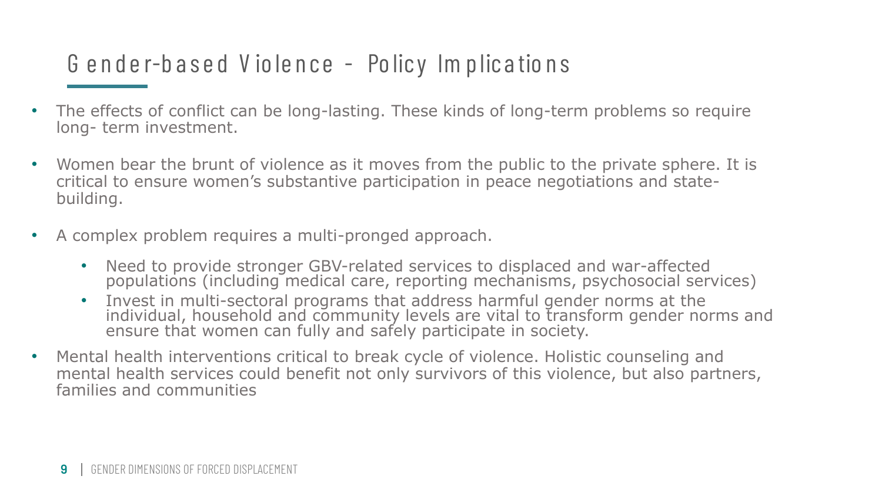# Gender-based Violence - Policy Implications

- The effects of conflict can be long-lasting. These kinds of long-term problems so require long- term investment.
- Women bear the brunt of violence as it moves from the public to the private sphere. It is critical to ensure women's substantive participation in peace negotiations and state-building.
- A complex problem requires a multi-pronged approach.
    - Need to provide stronger GBV-related services to displaced and war-affected populations (including medical care, reporting mechanisms, psychosocial services)
    - Invest in multi-sectoral programs that address harmful gender norms at the individual, household and community levels are vital to transform gender norms and ensure that women can fully and safely participate in society.
- Mental health interventions critical to break cycle of violence. Holistic counseling and mental health services could benefit not only survivors of this violence, but also partners, families and communities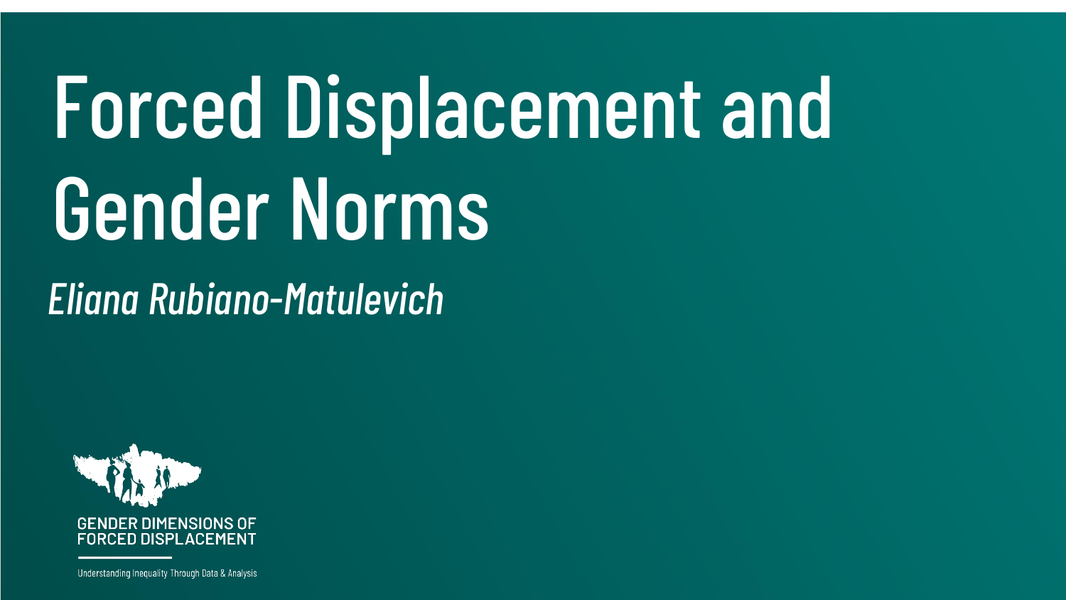# Forced Displacement and Gender Norms

*Eliana Rubiano-Matulevich*

GENDER DIMENSIONS OF FORCED DISPLACEMENT

Understanding Inequality Through Data & Analysis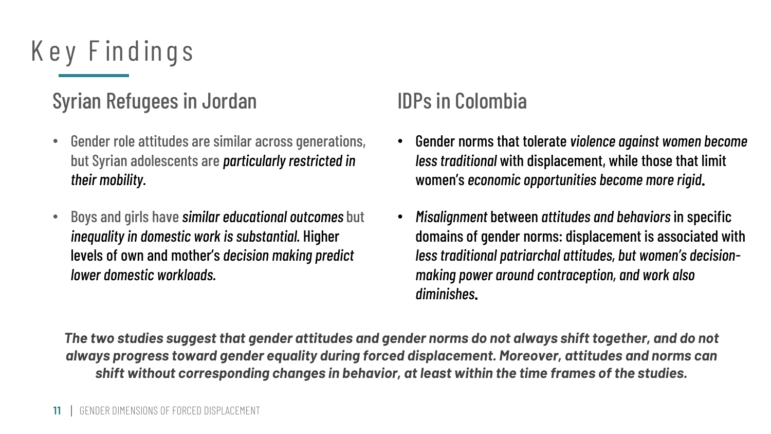# Key Findings

## Syrian Refugees in Jordan

- Gender role attitudes are similar across generations, but Syrian adolescents are *particularly restricted in their mobility.*
- Boys and girls have *similar educational outcomes* but *inequality in domestic work is substantial.* Higher levels of own and mother's *decision making predict lower domestic workloads.*

## IDPs in Colombia

- Gender norms that tolerate *violence against women become less traditional* with displacement, while those that limit women's *economic opportunities become more rigid*.
- *Misalignment* between *attitudes and behaviors* in specific domains of gender norms: displacement is associated with *less traditional patriarchal attitudes, but women's decision-making power around contraception, and work also diminishes*.

***The two studies suggest that gender attitudes and gender norms do not always shift together, and do not always progress toward gender equality during forced displacement. Moreover, attitudes and norms can shift without corresponding changes in behavior, at least within the time frames of the studies.***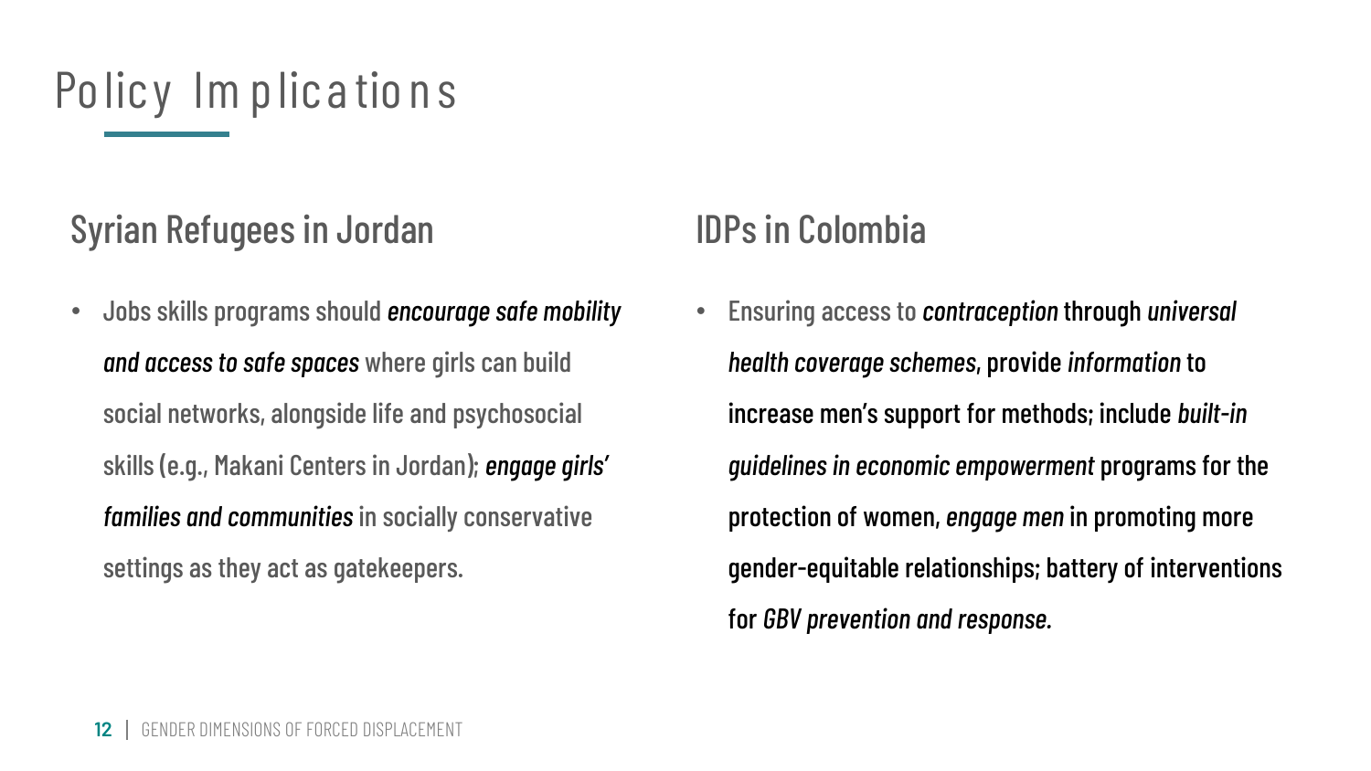# Policy Implications

## Syrian Refugees in Jordan

- Jobs skills programs should *encourage safe mobility and access to safe spaces* where girls can build social networks, alongside life and psychosocial skills (e.g., Makani Centers in Jordan); *engage girls' families and communities* in socially conservative settings as they act as gatekeepers.

## IDPs in Colombia

- Ensuring access to *contraception* through *universal health coverage schemes*, provide *information* to increase men's support for methods; include *built-in guidelines in economic empowerment* programs for the protection of women, *engage men* in promoting more gender-equitable relationships; battery of interventions for *GBV prevention and response.*